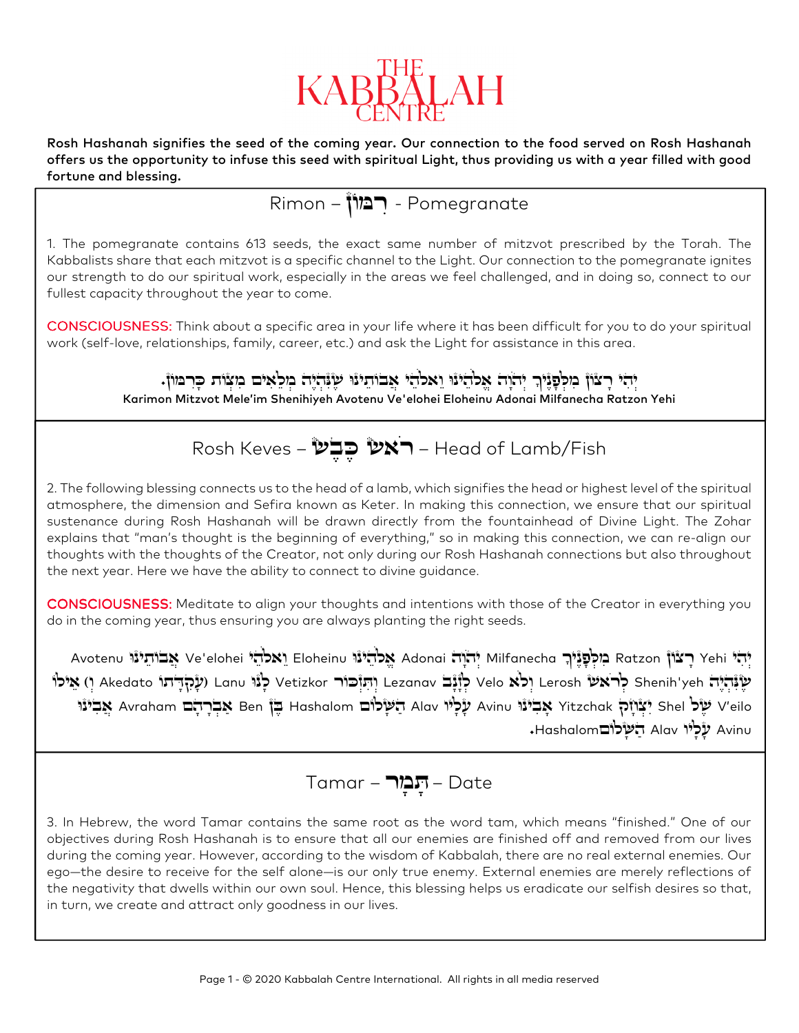# THE KABBALAH CENTRE

**Rosh Hashanah signifies the seed of the coming year. Our connection to the food served on Rosh Hashanah offers us the opportunity to infuse this seed with spiritual Light, thus providing us with a year filled with good fortune and blessing.**

## Rimon – רִמּוֹן - Pomegranate

1. The pomegranate contains 613 seeds, the exact same number of mitzvot prescribed by the Torah. The Kabbalists share that each mitzvot is a specific channel to the Light. Our connection to the pomegranate ignites our strength to do our spiritual work, especially in the areas we feel challenged, and in doing so, connect to our fullest capacity throughout the year to come.

CONSCIOUSNESS: Think about a specific area in your life where it has been difficult for you to do your spiritual work (self-love, relationships, family, career, etc.) and ask the Light for assistance in this area.

יְהִי רָצוֹן מִלְּפָנֶיךָ יְהֹוָה אֱלֹהֵינוּ וֵאלֹהֵי אֲבוֹתֵינוּ שֶׁנִּהְיֶה מְלֵאִים מִצְוֹת כָּרִמּוֹן.

**Karimon Mitzvot Mele'im Shenihiyeh Avotenu Ve'elohei Eloheinu Adonai Milfanecha Ratzon Yehi**

## Rosh Keves – רֹאשׁ כֶּבֶשׂ – Head of Lamb/Fish

2. The following blessing connects us to the head of a lamb, which signifies the head or highest level of the spiritual atmosphere, the dimension and Sefira known as Keter. In making this connection, we ensure that our spiritual sustenance during Rosh Hashanah will be drawn directly from the fountainhead of Divine Light. The Zohar explains that "man's thought is the beginning of everything," so in making this connection, we can re-align our thoughts with the thoughts of the Creator, not only during our Rosh Hashanah connections but also throughout the next year. Here we have the ability to connect to divine guidance.

CONSCIOUSNESS: Meditate to align your thoughts and intentions with those of the Creator in everything you do in the coming year, thus ensuring you are always planting the right seeds.

יְהִי Yehi רָצוֹן Ratzon מִלְּפָנֶיךָ Milfanecha יְהֹוָה Adonai אֱלֹהֵינוּ Eloheinu וֵאלֹהֵי Ve'elohei אֲבוֹתֵינוּ Avotenu שֶׁנִּהְיֶה Shenih'yeh לְרֹאשׁ Lerosh וְלֹא Velo לְזָנָב Lezanav וְתִזְכּוֹר Vetizkor לָנוּ Lanu (עֲקֵדָתוֹ) Akedato (וְ) אֵילוֹ V'eilo שֶׁל Shel יִצְחָק Yitzchak אָבִינוּ Avinu עָלָיו Alav הַשָּׁלוֹם Hashalom בֶּן Ben אַבְרָהָם Avraham אָבִינוּ Avinu עָלָיו Alav הַשָּׁלוֹם Hashalom.

## Tamar – תָּמָר – Date

3. In Hebrew, the word Tamar contains the same root as the word tam, which means "finished." One of our objectives during Rosh Hashanah is to ensure that all our enemies are finished off and removed from our lives during the coming year. However, according to the wisdom of Kabbalah, there are no real external enemies. Our ego—the desire to receive for the self alone—is our only true enemy. External enemies are merely reflections of the negativity that dwells within our own soul. Hence, this blessing helps us eradicate our selfish desires so that, in turn, we create and attract only goodness in our lives.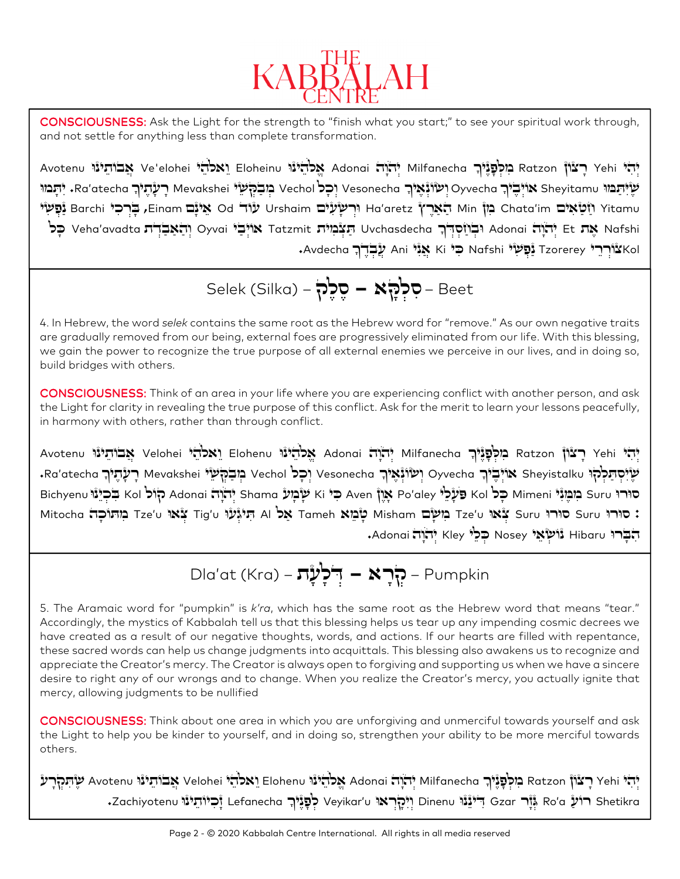**CONSCIOUSNESS:** Ask the Light for the strength to "finish what you start;" to see your spiritual work through, and not settle for anything less than complete transformation.

יְהִי Yehi רָצוֹן Ratzon מִלְּפָנֶיךָ Milfanecha יְהֹוָה Adonai אֱלֹהֵינוּ Eloheinu וֵאלֹהֵי Ve'elohei אֲבוֹתֵינוּ Avotenu שֶׁיִּתַּמּוּ Sheyitamu אוֹיְבֶיךָ Oyvecha וְשׂוֹנְאֶיךָ Vesonecha וְכָל Vechol מְבַקְשֵׁי Mevakshei רָעָתֶיךָ Ra'atecha. יִתַּמּוּ Yitamu חַטָּאִים Chata'im מִן Min הָאָרֶץ Ha'aretz וּרְשָׁעִים Urshaim עוֹד Od אֵינָם Einam, בָּרְכִי Barchi נַפְשִׁי Nafshi אֶת Et יְהֹוָה Adonai וּבְחַסְדְּךָ Uvchasdecha תַּצְמִית Tatzmit אוֹיְבַי Oyvai וְהַאֲבַדְתָּ Veha'avadta כָּל Kol צוֹרְרֵי Tzorerey נַפְשִׁי Nafshi כִּי Ki אֲנִי Ani עַבְדֶּךָ Avdecha.

## Selek (Silka) – סֶלֶק – סִלְקָא – Beet

4. In Hebrew, the word *selek* contains the same root as the Hebrew word for "remove." As our own negative traits are gradually removed from our being, external foes are progressively eliminated from our life. With this blessing, we gain the power to recognize the true purpose of all external enemies we perceive in our lives, and in doing so, build bridges with others.

**CONSCIOUSNESS:** Think of an area in your life where you are experiencing conflict with another person, and ask the Light for clarity in revealing the true purpose of this conflict. Ask for the merit to learn your lessons peacefully, in harmony with others, rather than through conflict.

יְהִי Yehi רָצוֹן Ratzon מִלְּפָנֶיךָ Milfanecha יְהֹוָה Adonai אֱלֹהֵינוּ Elohenu וֵאלֹהֵי Velohei אֲבוֹתֵינוּ Avotenu שֶׁיִּסְתַּלְּקוּ Sheyistalku אוֹיְבֶיךָ Oyvecha וְשׂוֹנְאֶיךָ Vesonecha וְכָל Vechol מְבַקְשֵׁי Mevakshei רָעָתֶיךָ Ra'atecha. סוּרוּ Suru מִמֶּנִּי Mimeni כָּל Kol פֹּעֲלֵי Po'aley אָוֶן Aven כִּי Ki שָׁמַע Shama יְהֹוָה Adonai קוֹל Kol בִּכְיֵנוּ Bichyenu סוּרוּ Suru סוּרוּ Suru צְאוּ Tze'u מִשָּׁם Misham טָמֵא Tameh אַל Al תִּגָּעוּ Tig'u צְאוּ Tze'u מִתּוֹכָהּ Mitocha הִבָּרוּ Hibaru נֹשְׂאֵי Nosey כְּלֵי Kley יְהֹוָה Adonai.

## Dla'at (Kra) – דְּלַעַת – קְרָא – Pumpkin

5. The Aramaic word for "pumpkin" is *k'ra*, which has the same root as the Hebrew word that means "tear." Accordingly, the mystics of Kabbalah tell us that this blessing helps us tear up any impending cosmic decrees we have created as a result of our negative thoughts, words, and actions. If our hearts are filled with repentance, these sacred words can help us change judgments into acquittals. This blessing also awakens us to recognize and appreciate the Creator's mercy. The Creator is always open to forgiving and supporting us when we have a sincere desire to right any of our wrongs and to change. When you realize the Creator's mercy, you actually ignite that mercy, allowing judgments to be nullified

**CONSCIOUSNESS:** Think about one area in which you are unforgiving and unmerciful towards yourself and ask the Light to help you be kinder to yourself, and in doing so, strengthen your ability to be more merciful towards others.

יְהִי Yehi רָצוֹן Ratzon מִלְּפָנֶיךָ Milfanecha יְהֹוָה Adonai אֱלֹהֵינוּ Elohenu וֵאלֹהֵי Velohei אֲבוֹתֵינוּ Avotenu שֶׁתִּקְרַע Shetikra רוֹעַ Ro'a גְּזַר Gzar דִּינֵנוּ Dinenu וְיִקָּרְאוּ Veyikar'u לְפָנֶיךָ Lefanecha זָכִיּוֹתֵינוּ Zachiyotenu.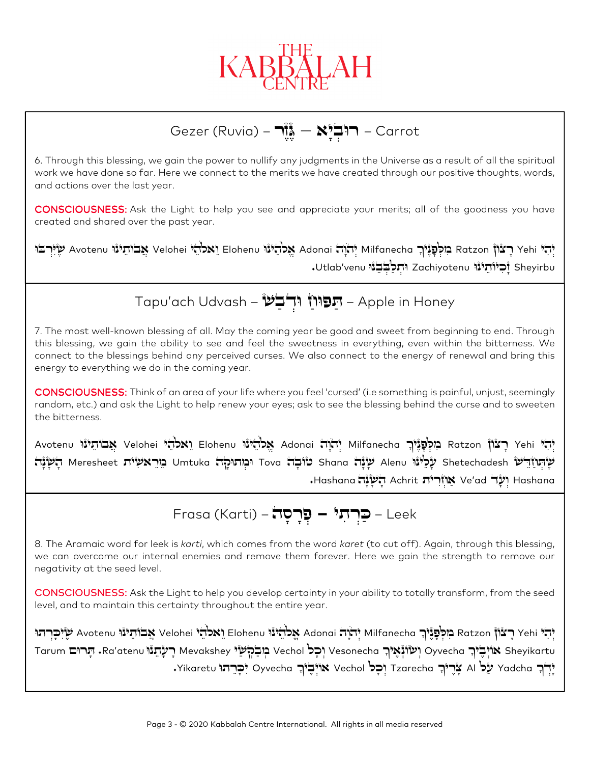THE KABBALAH CENTRE

## Gezer (Ruvia) – רוּבְיָא – גֶּזֶר – Carrot

6. Through this blessing, we gain the power to nullify any judgments in the Universe as a result of all the spiritual work we have done so far. Here we connect to the merits we have created through our positive thoughts, words, and actions over the last year.

**CONSCIOUSNESS:** Ask the Light to help you see and appreciate your merits; all of the goodness you have created and shared over the past year.

יְהִי Yehi רָצוֹן Ratzon מִלְּפָנֶיךָ Milfanecha יְהֹוָה Adonai אֱלֹהֵינוּ Elohenu וֵאלֹהֵי Velohei אֲבוֹתֵינוּ Avotenu שֶׁיִּרְבּוּ Sheyirbu זָכִיּוֹתֵינוּ Zachiyotenu וּתְלַבְּבֵנוּ Utlab'venu.

## Tapu'ach Udvash – תַּפּוּחַ וּדְבַשׁ – Apple in Honey

7. The most well-known blessing of all. May the coming year be good and sweet from beginning to end. Through this blessing, we gain the ability to see and feel the sweetness in everything, even within the bitterness. We connect to the blessings behind any perceived curses. We also connect to the energy of renewal and bring this energy to everything we do in the coming year.

**CONSCIOUSNESS:** Think of an area of your life where you feel 'cursed' (i.e something is painful, unjust, seemingly random, etc.) and ask the Light to help renew your eyes; ask to see the blessing behind the curse and to sweeten the bitterness.

יְהִי Yehi רָצוֹן Ratzon מִלְּפָנֶיךָ Milfanecha יְהֹוָה Adonai אֱלֹהֵינוּ Elohenu וֵאלֹהֵי Velohei אֲבוֹתֵינוּ Avotenu שֶׁתְּחַדֵּשׁ Shetechadesh עָלֵינוּ Alenu שָׁנָה Shana טוֹבָה Tova וּמְתוּקָה Umtuka מֵרֵאשִׁית Meresheet הַשָּׁנָה Hashana וְעַד Ve'ad אַחֲרִית Achrit הַשָּׁנָה Hashana.

## Frasa (Karti) – כַּרְתִּי – פְּרָסָה – Leek

8. The Aramaic word for leek is *karti*, which comes from the word *karet* (to cut off). Again, through this blessing, we can overcome our internal enemies and remove them forever. Here we gain the strength to remove our negativity at the seed level.

**CONSCIOUSNESS:** Ask the Light to help you develop certainty in your ability to totally transform, from the seed level, and to maintain this certainty throughout the entire year.

יְהִי Yehi רָצוֹן Ratzon מִלְּפָנֶיךָ Milfanecha יְהֹוָה Adonai אֱלֹהֵינוּ Elohenu וֵאלֹהֵי Velohei אֲבוֹתֵינוּ Avotenu שֶׁיִּכָּרְתוּ Sheyikartu אוֹיְבֶיךָ Oyvecha וְשׂוֹנְאֶיךָ Vesonecha וְכָל Vechol מְבַקְשֵׁי Mevakshey רָעָתֵנוּ Ra'atenu. תָּרוּם Tarum יָדְךָ Yadcha עַל Al צָרֶיךָ Tzarecha וְכָל Vechol אוֹיְבֶיךָ Oyvecha יִכָּרֵתוּ Yikaretu.